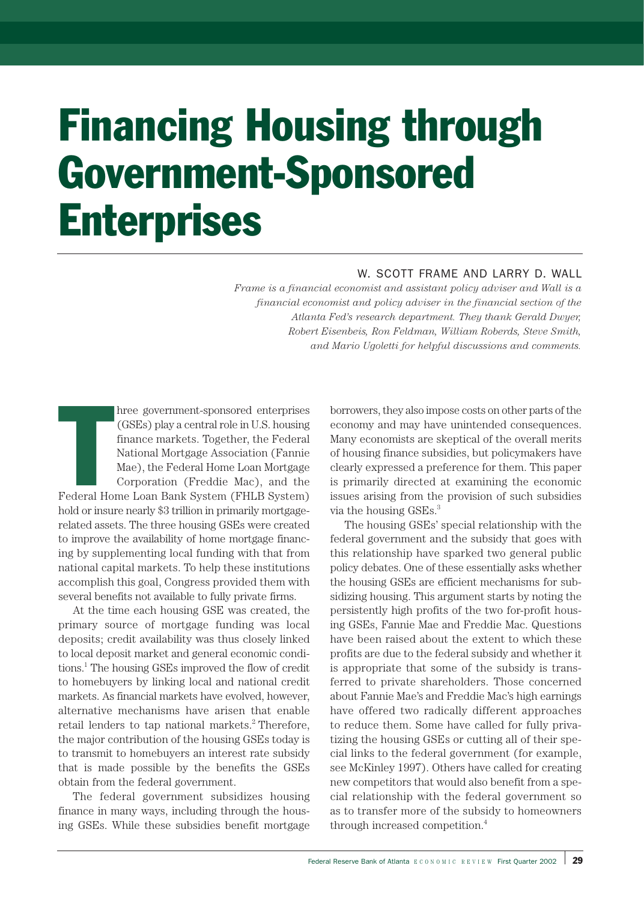# Financing Housing through Government-Sponsored Enterprises

W. SCOTT FRAME AND LARRY D. WALL

*Frame is a financial economist and assistant policy adviser and Wall is a financial economist and policy adviser in the financial section of the Atlanta Fed's research department. They thank Gerald Dwyer, Robert Eisenbeis, Ron Feldman, William Roberds, Steve Smith, and Mario Ugoletti for helpful discussions and comments.*

Three government-sponsored enterprises (GSEs) play a central role in U.S. housing finance markets. Together, the Federal National Mortgage Association (Fannie Mae), the Federal Home Loan Mortgage Corporation (Freddie Mac), and the Federal Home Loan Bank System (FHLB System) hold or insure nearly $3 trillion in primarily mortgage-related assets. The three housing GSEs were created to improve the availability of home mortgage financing by supplementing local funding with that from national capital markets. To help these institutions accomplish this goal, Congress provided them with several benefits not available to fully private firms.

At the time each housing GSE was created, the primary source of mortgage funding was local deposits; credit availability was thus closely linked to local deposit market and general economic conditions.[1] The housing GSEs improved the flow of credit to homebuyers by linking local and national credit markets. As financial markets have evolved, however, alternative mechanisms have arisen that enable retail lenders to tap national markets.[2] Therefore, the major contribution of the housing GSEs today is to transmit to homebuyers an interest rate subsidy that is made possible by the benefits the GSEs obtain from the federal government.

The federal government subsidizes housing finance in many ways, including through the housing GSEs. While these subsidies benefit mortgage borrowers, they also impose costs on other parts of the economy and may have unintended consequences. Many economists are skeptical of the overall merits of housing finance subsidies, but policymakers have clearly expressed a preference for them. This paper is primarily directed at examining the economic issues arising from the provision of such subsidies via the housing GSEs.[3]

The housing GSEs' special relationship with the federal government and the subsidy that goes with this relationship have sparked two general public policy debates. One of these essentially asks whether the housing GSEs are efficient mechanisms for subsidizing housing. This argument starts by noting the persistently high profits of the two for-profit housing GSEs, Fannie Mae and Freddie Mac. Questions have been raised about the extent to which these profits are due to the federal subsidy and whether it is appropriate that some of the subsidy is transferred to private shareholders. Those concerned about Fannie Mae's and Freddie Mac's high earnings have offered two radically different approaches to reduce them. Some have called for fully privatizing the housing GSEs or cutting all of their special links to the federal government (for example, see McKinley 1997). Others have called for creating new competitors that would also benefit from a special relationship with the federal government so as to transfer more of the subsidy to homeowners through increased competition.[4]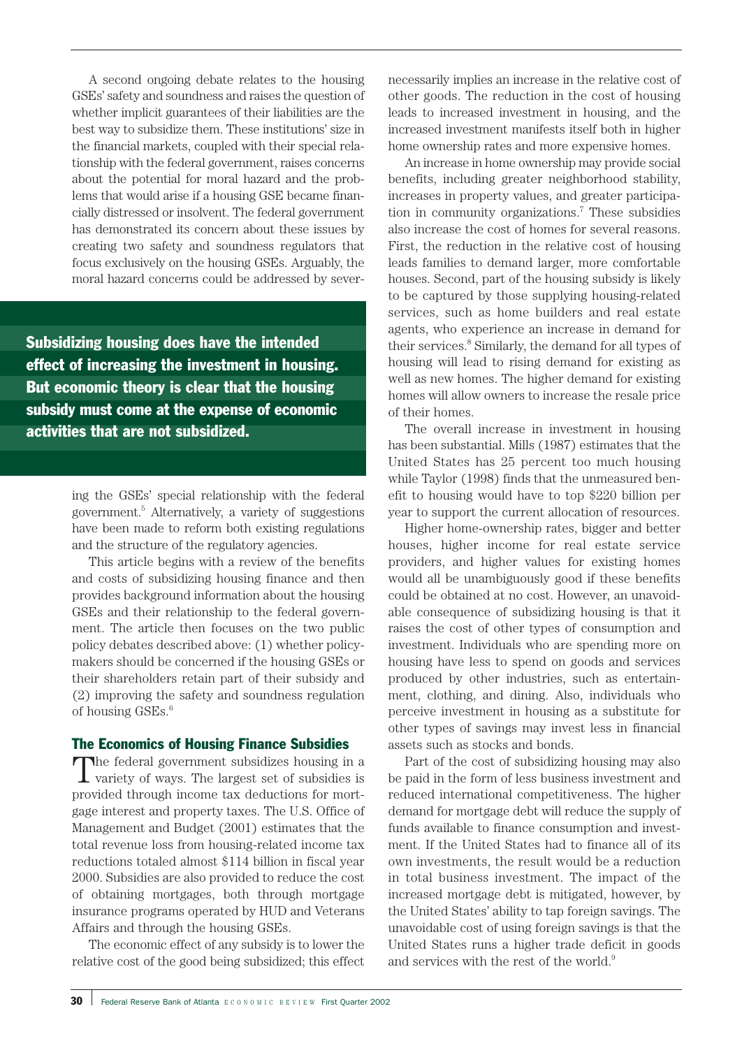A second ongoing debate relates to the housing GSEs' safety and soundness and raises the question of whether implicit guarantees of their liabilities are the best way to subsidize them. These institutions' size in the financial markets, coupled with their special relationship with the federal government, raises concerns about the potential for moral hazard and the problems that would arise if a housing GSE became financially distressed or insolvent. The federal government has demonstrated its concern about these issues by creating two safety and soundness regulators that focus exclusively on the housing GSEs. Arguably, the moral hazard concerns could be addressed by severing the GSEs' special relationship with the federal government.[5] Alternatively, a variety of suggestions have been made to reform both existing regulations and the structure of the regulatory agencies.

**Subsidizing housing does have the intended effect of increasing the investment in housing. But economic theory is clear that the housing subsidy must come at the expense of economic activities that are not subsidized.**

This article begins with a review of the benefits and costs of subsidizing housing finance and then provides background information about the housing GSEs and their relationship to the federal government. The article then focuses on the two public policy debates described above: (1) whether policymakers should be concerned if the housing GSEs or their shareholders retain part of their subsidy and (2) improving the safety and soundness regulation of housing GSEs.[6]

## The Economics of Housing Finance Subsidies

The federal government subsidizes housing in a variety of ways. The largest set of subsidies is provided through income tax deductions for mortgage interest and property taxes. The U.S. Office of Management and Budget (2001) estimates that the total revenue loss from housing-related income tax reductions totaled almost $114 billion in fiscal year 2000. Subsidies are also provided to reduce the cost of obtaining mortgages, both through mortgage insurance programs operated by HUD and Veterans Affairs and through the housing GSEs.

The economic effect of any subsidy is to lower the relative cost of the good being subsidized; this effect necessarily implies an increase in the relative cost of other goods. The reduction in the cost of housing leads to increased investment in housing, and the increased investment manifests itself both in higher home ownership rates and more expensive homes.

An increase in home ownership may provide social benefits, including greater neighborhood stability, increases in property values, and greater participation in community organizations.[7] These subsidies also increase the cost of homes for several reasons. First, the reduction in the relative cost of housing leads families to demand larger, more comfortable houses. Second, part of the housing subsidy is likely to be captured by those supplying housing-related services, such as home builders and real estate agents, who experience an increase in demand for their services.[8] Similarly, the demand for all types of housing will lead to rising demand for existing as well as new homes. The higher demand for existing homes will allow owners to increase the resale price of their homes.

The overall increase in investment in housing has been substantial. Mills (1987) estimates that the United States has 25 percent too much housing while Taylor (1998) finds that the unmeasured benefit to housing would have to top $220 billion per year to support the current allocation of resources.

Higher home-ownership rates, bigger and better houses, higher income for real estate service providers, and higher values for existing homes would all be unambiguously good if these benefits could be obtained at no cost. However, an unavoidable consequence of subsidizing housing is that it raises the cost of other types of consumption and investment. Individuals who are spending more on housing have less to spend on goods and services produced by other industries, such as entertainment, clothing, and dining. Also, individuals who perceive investment in housing as a substitute for other types of savings may invest less in financial assets such as stocks and bonds.

Part of the cost of subsidizing housing may also be paid in the form of less business investment and reduced international competitiveness. The higher demand for mortgage debt will reduce the supply of funds available to finance consumption and investment. If the United States had to finance all of its own investments, the result would be a reduction in total business investment. The impact of the increased mortgage debt is mitigated, however, by the United States' ability to tap foreign savings. The unavoidable cost of using foreign savings is that the United States runs a higher trade deficit in goods and services with the rest of the world.[9]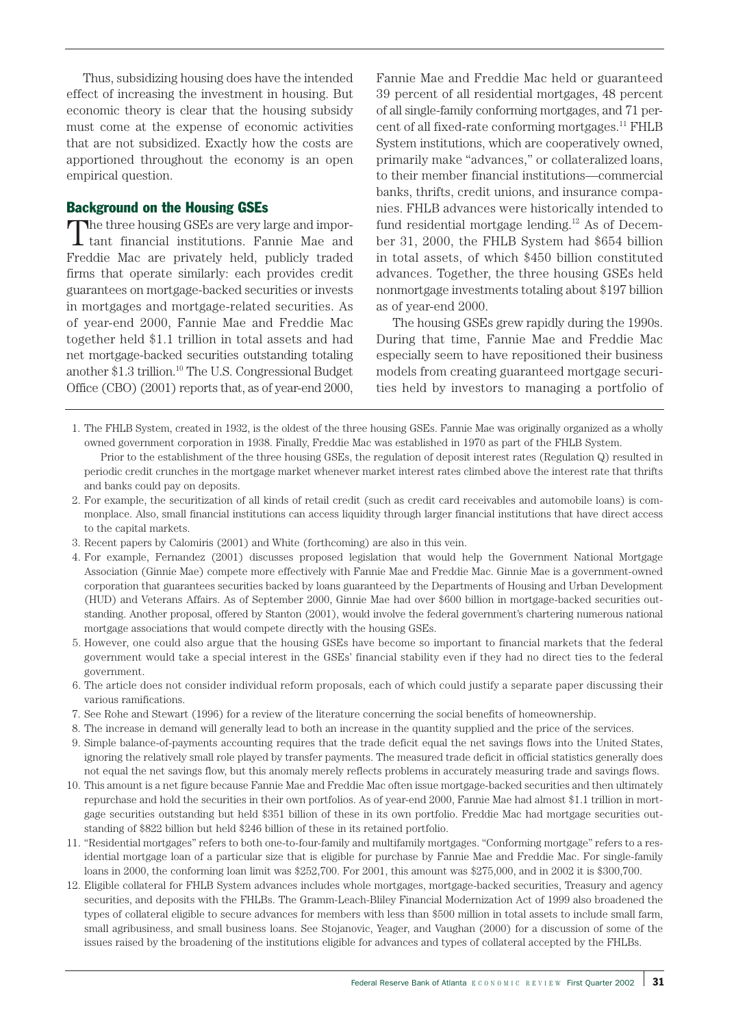Thus, subsidizing housing does have the intended effect of increasing the investment in housing. But economic theory is clear that the housing subsidy must come at the expense of economic activities that are not subsidized. Exactly how the costs are apportioned throughout the economy is an open empirical question.

## Background on the Housing GSEs

The three housing GSEs are very large and important financial institutions. Fannie Mae and Freddie Mac are privately held, publicly traded firms that operate similarly: each provides credit guarantees on mortgage-backed securities or invests in mortgages and mortgage-related securities. As of year-end 2000, Fannie Mae and Freddie Mac together held $1.1 trillion in total assets and had net mortgage-backed securities outstanding totaling another $1.3 trillion.[10] The U.S. Congressional Budget Office (CBO) (2001) reports that, as of year-end 2000, Fannie Mae and Freddie Mac held or guaranteed 39 percent of all residential mortgages, 48 percent of all single-family conforming mortgages, and 71 percent of all fixed-rate conforming mortgages.[11] FHLB System institutions, which are cooperatively owned, primarily make "advances," or collateralized loans, to their member financial institutions—commercial banks, thrifts, credit unions, and insurance companies. FHLB advances were historically intended to fund residential mortgage lending.[12] As of December 31, 2000, the FHLB System had $654 billion in total assets, of which $450 billion constituted advances. Together, the three housing GSEs held nonmortgage investments totaling about $197 billion as of year-end 2000.

The housing GSEs grew rapidly during the 1990s. During that time, Fannie Mae and Freddie Mac especially seem to have repositioned their business models from creating guaranteed mortgage securities held by investors to managing a portfolio of

---

1. The FHLB System, created in 1932, is the oldest of the three housing GSEs. Fannie Mae was originally organized as a wholly owned government corporation in 1938. Finally, Freddie Mac was established in 1970 as part of the FHLB System.

   Prior to the establishment of the three housing GSEs, the regulation of deposit interest rates (Regulation Q) resulted in periodic credit crunches in the mortgage market whenever market interest rates climbed above the interest rate that thrifts and banks could pay on deposits.

2. For example, the securitization of all kinds of retail credit (such as credit card receivables and automobile loans) is commonplace. Also, small financial institutions can access liquidity through larger financial institutions that have direct access to the capital markets.

3. Recent papers by Calomiris (2001) and White (forthcoming) are also in this vein.

4. For example, Fernandez (2001) discusses proposed legislation that would help the Government National Mortgage Association (Ginnie Mae) compete more effectively with Fannie Mae and Freddie Mac. Ginnie Mae is a government-owned corporation that guarantees securities backed by loans guaranteed by the Departments of Housing and Urban Development (HUD) and Veterans Affairs. As of September 2000, Ginnie Mae had over $600 billion in mortgage-backed securities outstanding. Another proposal, offered by Stanton (2001), would involve the federal government's chartering numerous national mortgage associations that would compete directly with the housing GSEs.

5. However, one could also argue that the housing GSEs have become so important to financial markets that the federal government would take a special interest in the GSEs' financial stability even if they had no direct ties to the federal government.

6. The article does not consider individual reform proposals, each of which could justify a separate paper discussing their various ramifications.

7. See Rohe and Stewart (1996) for a review of the literature concerning the social benefits of homeownership.

8. The increase in demand will generally lead to both an increase in the quantity supplied and the price of the services.

9. Simple balance-of-payments accounting requires that the trade deficit equal the net savings flows into the United States, ignoring the relatively small role played by transfer payments. The measured trade deficit in official statistics generally does not equal the net savings flow, but this anomaly merely reflects problems in accurately measuring trade and savings flows.

10. This amount is a net figure because Fannie Mae and Freddie Mac often issue mortgage-backed securities and then ultimately repurchase and hold the securities in their own portfolios. As of year-end 2000, Fannie Mae had almost $1.1 trillion in mortgage securities outstanding but held $351 billion of these in its own portfolio. Freddie Mac had mortgage securities outstanding of $822 billion but held $246 billion of these in its retained portfolio.

11. "Residential mortgages" refers to both one-to-four-family and multifamily mortgages. "Conforming mortgage" refers to a residential mortgage loan of a particular size that is eligible for purchase by Fannie Mae and Freddie Mac. For single-family loans in 2000, the conforming loan limit was $252,700. For 2001, this amount was $275,000, and in 2002 it is $300,700.

12. Eligible collateral for FHLB System advances includes whole mortgages, mortgage-backed securities, Treasury and agency securities, and deposits with the FHLBs. The Gramm-Leach-Bliley Financial Modernization Act of 1999 also broadened the types of collateral eligible to secure advances for members with less than $500 million in total assets to include small farm, small agribusiness, and small business loans. See Stojanovic, Yeager, and Vaughan (2000) for a discussion of some of the issues raised by the broadening of the institutions eligible for advances and types of collateral accepted by the FHLBs.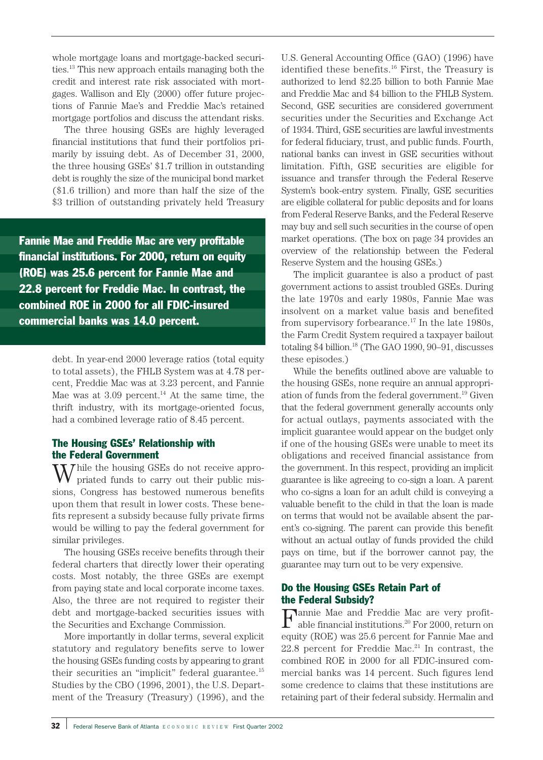whole mortgage loans and mortgage-backed securities.[13] This new approach entails managing both the credit and interest rate risk associated with mortgages. Wallison and Ely (2000) offer future projections of Fannie Mae's and Freddie Mac's retained mortgage portfolios and discuss the attendant risks.

The three housing GSEs are highly leveraged financial institutions that fund their portfolios primarily by issuing debt. As of December 31, 2000, the three housing GSEs' $1.7 trillion in outstanding debt is roughly the size of the municipal bond market ($1.6 trillion) and more than half the size of the $3 trillion of outstanding privately held Treasury debt. In year-end 2000 leverage ratios (total equity to total assets), the FHLB System was at 4.78 percent, Freddie Mac was at 3.23 percent, and Fannie Mae was at 3.09 percent.[14] At the same time, the thrift industry, with its mortgage-oriented focus, had a combined leverage ratio of 8.45 percent.

**Fannie Mae and Freddie Mac are very profitable financial institutions. For 2000, return on equity (ROE) was 25.6 percent for Fannie Mae and 22.8 percent for Freddie Mac. In contrast, the combined ROE in 2000 for all FDIC-insured commercial banks was 14.0 percent.**

## The Housing GSEs' Relationship with the Federal Government

While the housing GSEs do not receive appropriated funds to carry out their public missions, Congress has bestowed numerous benefits upon them that result in lower costs. These benefits represent a subsidy because fully private firms would be willing to pay the federal government for similar privileges.

The housing GSEs receive benefits through their federal charters that directly lower their operating costs. Most notably, the three GSEs are exempt from paying state and local corporate income taxes. Also, the three are not required to register their debt and mortgage-backed securities issues with the Securities and Exchange Commission.

More importantly in dollar terms, several explicit statutory and regulatory benefits serve to lower the housing GSEs funding costs by appearing to grant their securities an "implicit" federal guarantee.[15] Studies by the CBO (1996, 2001), the U.S. Department of the Treasury (Treasury) (1996), and the U.S. General Accounting Office (GAO) (1996) have identified these benefits.[16] First, the Treasury is authorized to lend $2.25 billion to both Fannie Mae and Freddie Mac and $4 billion to the FHLB System. Second, GSE securities are considered government securities under the Securities and Exchange Act of 1934. Third, GSE securities are lawful investments for federal fiduciary, trust, and public funds. Fourth, national banks can invest in GSE securities without limitation. Fifth, GSE securities are eligible for issuance and transfer through the Federal Reserve System's book-entry system. Finally, GSE securities are eligible collateral for public deposits and for loans from Federal Reserve Banks, and the Federal Reserve may buy and sell such securities in the course of open market operations. (The box on page 34 provides an overview of the relationship between the Federal Reserve System and the housing GSEs.)

The implicit guarantee is also a product of past government actions to assist troubled GSEs. During the late 1970s and early 1980s, Fannie Mae was insolvent on a market value basis and benefited from supervisory forbearance.[17] In the late 1980s, the Farm Credit System required a taxpayer bailout totaling $4 billion.[18] (The GAO 1990, 90–91, discusses these episodes.)

While the benefits outlined above are valuable to the housing GSEs, none require an annual appropriation of funds from the federal government.[19] Given that the federal government generally accounts only for actual outlays, payments associated with the implicit guarantee would appear on the budget only if one of the housing GSEs were unable to meet its obligations and received financial assistance from the government. In this respect, providing an implicit guarantee is like agreeing to co-sign a loan. A parent who co-signs a loan for an adult child is conveying a valuable benefit to the child in that the loan is made on terms that would not be available absent the parent's co-signing. The parent can provide this benefit without an actual outlay of funds provided the child pays on time, but if the borrower cannot pay, the guarantee may turn out to be very expensive.

## Do the Housing GSEs Retain Part of the Federal Subsidy?

Fannie Mae and Freddie Mac are very profitable financial institutions.[20] For 2000, return on equity (ROE) was 25.6 percent for Fannie Mae and 22.8 percent for Freddie Mac.[21] In contrast, the combined ROE in 2000 for all FDIC-insured commercial banks was 14 percent. Such figures lend some credence to claims that these institutions are retaining part of their federal subsidy. Hermalin and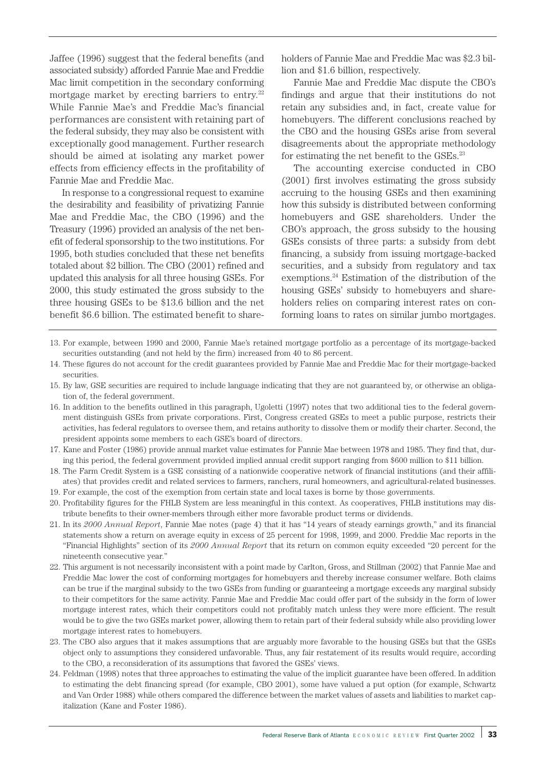Jaffee (1996) suggest that the federal benefits (and associated subsidy) afforded Fannie Mae and Freddie Mac limit competition in the secondary conforming mortgage market by erecting barriers to entry.[22] While Fannie Mae's and Freddie Mac's financial performances are consistent with retaining part of the federal subsidy, they may also be consistent with exceptionally good management. Further research should be aimed at isolating any market power effects from efficiency effects in the profitability of Fannie Mae and Freddie Mac.

In response to a congressional request to examine the desirability and feasibility of privatizing Fannie Mae and Freddie Mac, the CBO (1996) and the Treasury (1996) provided an analysis of the net benefit of federal sponsorship to the two institutions. For 1995, both studies concluded that these net benefits totaled about $2 billion. The CBO (2001) refined and updated this analysis for all three housing GSEs. For 2000, this study estimated the gross subsidy to the three housing GSEs to be $13.6 billion and the net benefit $6.6 billion. The estimated benefit to shareholders of Fannie Mae and Freddie Mac was $2.3 billion and $1.6 billion, respectively.

Fannie Mae and Freddie Mac dispute the CBO's findings and argue that their institutions do not retain any subsidies and, in fact, create value for homebuyers. The different conclusions reached by the CBO and the housing GSEs arise from several disagreements about the appropriate methodology for estimating the net benefit to the GSEs.[23]

The accounting exercise conducted in CBO (2001) first involves estimating the gross subsidy accruing to the housing GSEs and then examining how this subsidy is distributed between conforming homebuyers and GSE shareholders. Under the CBO's approach, the gross subsidy to the housing GSEs consists of three parts: a subsidy from debt financing, a subsidy from issuing mortgage-backed securities, and a subsidy from regulatory and tax exemptions.[24] Estimation of the distribution of the housing GSEs' subsidy to homebuyers and shareholders relies on comparing interest rates on conforming loans to rates on similar jumbo mortgages.

---

13. For example, between 1990 and 2000, Fannie Mae's retained mortgage portfolio as a percentage of its mortgage-backed securities outstanding (and not held by the firm) increased from 40 to 86 percent.
14. These figures do not account for the credit guarantees provided by Fannie Mae and Freddie Mac for their mortgage-backed securities.
15. By law, GSE securities are required to include language indicating that they are not guaranteed by, or otherwise an obligation of, the federal government.
16. In addition to the benefits outlined in this paragraph, Ugoletti (1997) notes that two additional ties to the federal government distinguish GSEs from private corporations. First, Congress created GSEs to meet a public purpose, restricts their activities, has federal regulators to oversee them, and retains authority to dissolve them or modify their charter. Second, the president appoints some members to each GSE's board of directors.
17. Kane and Foster (1986) provide annual market value estimates for Fannie Mae between 1978 and 1985. They find that, during this period, the federal government provided implied annual credit support ranging from $600 million to $11 billion.
18. The Farm Credit System is a GSE consisting of a nationwide cooperative network of financial institutions (and their affiliates) that provides credit and related services to farmers, ranchers, rural homeowners, and agricultural-related businesses.
19. For example, the cost of the exemption from certain state and local taxes is borne by those governments.
20. Profitability figures for the FHLB System are less meaningful in this context. As cooperatives, FHLB institutions may distribute benefits to their owner-members through either more favorable product terms or dividends.
21. In its *2000 Annual Report*, Fannie Mae notes (page 4) that it has "14 years of steady earnings growth," and its financial statements show a return on average equity in excess of 25 percent for 1998, 1999, and 2000. Freddie Mac reports in the "Financial Highlights" section of its *2000 Annual Report* that its return on common equity exceeded "20 percent for the nineteenth consecutive year."
22. This argument is not necessarily inconsistent with a point made by Carlton, Gross, and Stillman (2002) that Fannie Mae and Freddie Mac lower the cost of conforming mortgages for homebuyers and thereby increase consumer welfare. Both claims can be true if the marginal subsidy to the two GSEs from funding or guaranteeing a mortgage exceeds any marginal subsidy to their competitors for the same activity. Fannie Mae and Freddie Mac could offer part of the subsidy in the form of lower mortgage interest rates, which their competitors could not profitably match unless they were more efficient. The result would be to give the two GSEs market power, allowing them to retain part of their federal subsidy while also providing lower mortgage interest rates to homebuyers.
23. The CBO also argues that it makes assumptions that are arguably more favorable to the housing GSEs but that the GSEs object only to assumptions they considered unfavorable. Thus, any fair restatement of its results would require, according to the CBO, a reconsideration of its assumptions that favored the GSEs' views.
24. Feldman (1998) notes that three approaches to estimating the value of the implicit guarantee have been offered. In addition to estimating the debt financing spread (for example, CBO 2001), some have valued a put option (for example, Schwartz and Van Order 1988) while others compared the difference between the market values of assets and liabilities to market capitalization (Kane and Foster 1986).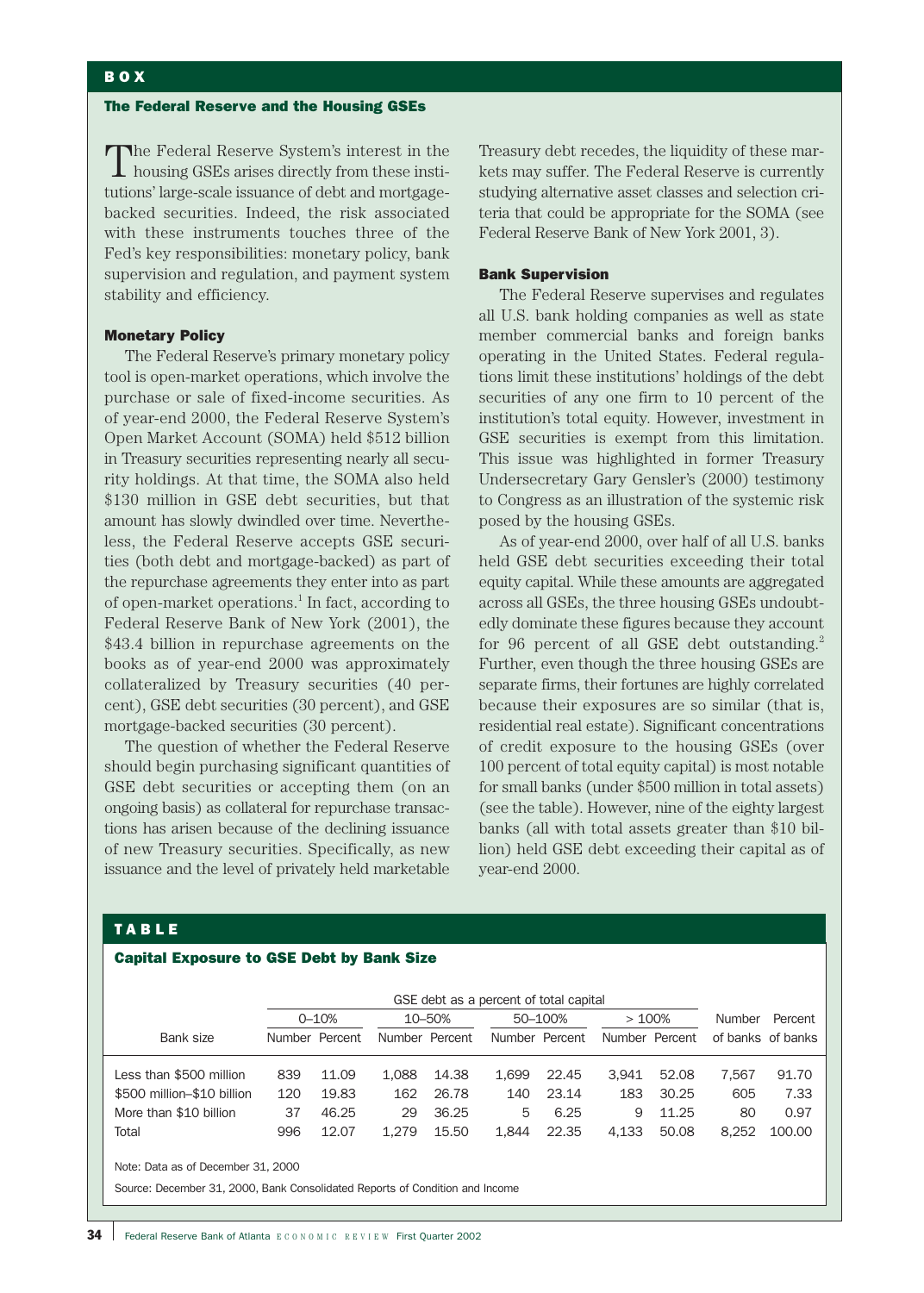## BOX

### The Federal Reserve and the Housing GSEs

The Federal Reserve System's interest in the housing GSEs arises directly from these institutions' large-scale issuance of debt and mortgage-backed securities. Indeed, the risk associated with these instruments touches three of the Fed's key responsibilities: monetary policy, bank supervision and regulation, and payment system stability and efficiency.

#### Monetary Policy

The Federal Reserve's primary monetary policy tool is open-market operations, which involve the purchase or sale of fixed-income securities. As of year-end 2000, the Federal Reserve System's Open Market Account (SOMA) held $512 billion in Treasury securities representing nearly all security holdings. At that time, the SOMA also held $130 million in GSE debt securities, but that amount has slowly dwindled over time. Nevertheless, the Federal Reserve accepts GSE securities (both debt and mortgage-backed) as part of the repurchase agreements they enter into as part of open-market operations.[1] In fact, according to Federal Reserve Bank of New York (2001), the $43.4 billion in repurchase agreements on the books as of year-end 2000 was approximately collateralized by Treasury securities (40 percent), GSE debt securities (30 percent), and GSE mortgage-backed securities (30 percent).

The question of whether the Federal Reserve should begin purchasing significant quantities of GSE debt securities or accepting them (on an ongoing basis) as collateral for repurchase transactions has arisen because of the declining issuance of new Treasury securities. Specifically, as new issuance and the level of privately held marketable Treasury debt recedes, the liquidity of these markets may suffer. The Federal Reserve is currently studying alternative asset classes and selection criteria that could be appropriate for the SOMA (see Federal Reserve Bank of New York 2001, 3).

#### Bank Supervision

The Federal Reserve supervises and regulates all U.S. bank holding companies as well as state member commercial banks and foreign banks operating in the United States. Federal regulations limit these institutions' holdings of the debt securities of any one firm to 10 percent of the institution's total equity. However, investment in GSE securities is exempt from this limitation. This issue was highlighted in former Treasury Undersecretary Gary Gensler's (2000) testimony to Congress as an illustration of the systemic risk posed by the housing GSEs.

As of year-end 2000, over half of all U.S. banks held GSE debt securities exceeding their total equity capital. While these amounts are aggregated across all GSEs, the three housing GSEs undoubtedly dominate these figures because they account for 96 percent of all GSE debt outstanding.[2] Further, even though the three housing GSEs are separate firms, their fortunes are highly correlated because their exposures are so similar (that is, residential real estate). Significant concentrations of credit exposure to the housing GSEs (over 100 percent of total equity capital) is most notable for small banks (under $500 million in total assets) (see the table). However, nine of the eighty largest banks (all with total assets greater than $10 billion) held GSE debt exceeding their capital as of year-end 2000.

## TABLE

### Capital Exposure to GSE Debt by Bank Size

| | GSE debt as a percent of total capital | | | | | | | | | |
|---|---|---|---|---|---|---|---|---|---|---|
| | 0–10% | | 10–50% | | 50–100% | | > 100% | | | |
| Bank size | Number | Percent | Number | Percent | Number | Percent | Number | Percent | Number of banks | Percent of banks |
| Less than $500 million | 839 | 11.09 | 1,088 | 14.38 | 1,699 | 22.45 | 3,941 | 52.08 | 7,567 | 91.70 |
| $500 million–$10 billion | 120 | 19.83 | 162 | 26.78 | 140 | 23.14 | 183 | 30.25 | 605 | 7.33 |
| More than $10 billion | 37 | 46.25 | 29 | 36.25 | 5 | 6.25 | 9 | 11.25 | 80 | 0.97 |
| Total | 996 | 12.07 | 1,279 | 15.50 | 1,844 | 22.35 | 4,133 | 50.08 | 8,252 | 100.00 |

Note: Data as of December 31, 2000

Source: December 31, 2000, Bank Consolidated Reports of Condition and Income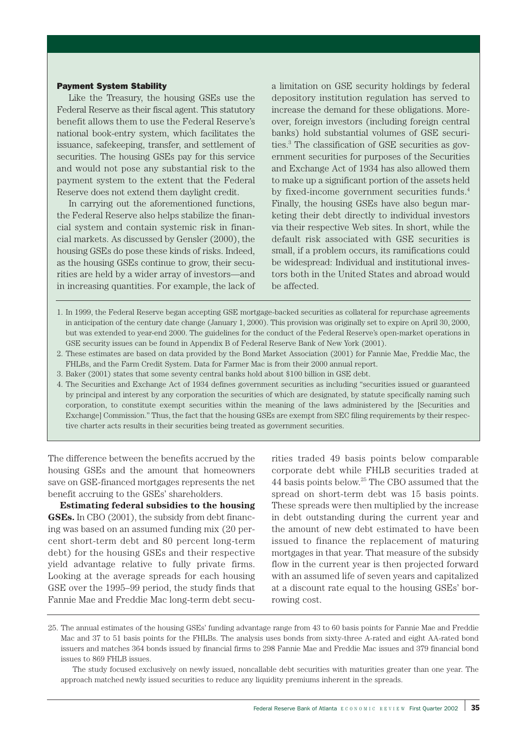#### Payment System Stability

Like the Treasury, the housing GSEs use the Federal Reserve as their fiscal agent. This statutory benefit allows them to use the Federal Reserve's national book-entry system, which facilitates the issuance, safekeeping, transfer, and settlement of securities. The housing GSEs pay for this service and would not pose any substantial risk to the payment system to the extent that the Federal Reserve does not extend them daylight credit.

In carrying out the aforementioned functions, the Federal Reserve also helps stabilize the financial system and contain systemic risk in financial markets. As discussed by Gensler (2000), the housing GSEs do pose these kinds of risks. Indeed, as the housing GSEs continue to grow, their securities are held by a wider array of investors—and in increasing quantities. For example, the lack of a limitation on GSE security holdings by federal depository institution regulation has served to increase the demand for these obligations. Moreover, foreign investors (including foreign central banks) hold substantial volumes of GSE securities.[3] The classification of GSE securities as government securities for purposes of the Securities and Exchange Act of 1934 has also allowed them to make up a significant portion of the assets held by fixed-income government securities funds.[4] Finally, the housing GSEs have also begun marketing their debt directly to individual investors via their respective Web sites. In short, while the default risk associated with GSE securities is small, if a problem occurs, its ramifications could be widespread: Individual and institutional investors both in the United States and abroad would be affected.

1. In 1999, the Federal Reserve began accepting GSE mortgage-backed securities as collateral for repurchase agreements in anticipation of the century date change (January 1, 2000). This provision was originally set to expire on April 30, 2000, but was extended to year-end 2000. The guidelines for the conduct of the Federal Reserve's open-market operations in GSE security issues can be found in Appendix B of Federal Reserve Bank of New York (2001).
2. These estimates are based on data provided by the Bond Market Association (2001) for Fannie Mae, Freddie Mac, the FHLBs, and the Farm Credit System. Data for Farmer Mac is from their 2000 annual report.
3. Baker (2001) states that some seventy central banks hold about $100 billion in GSE debt.
4. The Securities and Exchange Act of 1934 defines government securities as including "securities issued or guaranteed by principal and interest by any corporation the securities of which are designated, by statute specifically naming such corporation, to constitute exempt securities within the meaning of the laws administered by the [Securities and Exchange] Commission." Thus, the fact that the housing GSEs are exempt from SEC filing requirements by their respective charter acts results in their securities being treated as government securities.

The difference between the benefits accrued by the housing GSEs and the amount that homeowners save on GSE-financed mortgages represents the net benefit accruing to the GSEs' shareholders.

**Estimating federal subsidies to the housing GSEs.** In CBO (2001), the subsidy from debt financing was based on an assumed funding mix (20 percent short-term debt and 80 percent long-term debt) for the housing GSEs and their respective yield advantage relative to fully private firms. Looking at the average spreads for each housing GSE over the 1995–99 period, the study finds that Fannie Mae and Freddie Mac long-term debt securities traded 49 basis points below comparable corporate debt while FHLB securities traded at 44 basis points below.[25] The CBO assumed that the spread on short-term debt was 15 basis points. These spreads were then multiplied by the increase in debt outstanding during the current year and the amount of new debt estimated to have been issued to finance the replacement of maturing mortgages in that year. That measure of the subsidy flow in the current year is then projected forward with an assumed life of seven years and capitalized at a discount rate equal to the housing GSEs' borrowing cost.

25. The annual estimates of the housing GSEs' funding advantage range from 43 to 60 basis points for Fannie Mae and Freddie Mac and 37 to 51 basis points for the FHLBs. The analysis uses bonds from sixty-three A-rated and eight AA-rated bond issuers and matches 364 bonds issued by financial firms to 298 Fannie Mae and Freddie Mac issues and 379 financial bond issues to 869 FHLB issues.

The study focused exclusively on newly issued, noncallable debt securities with maturities greater than one year. The approach matched newly issued securities to reduce any liquidity premiums inherent in the spreads.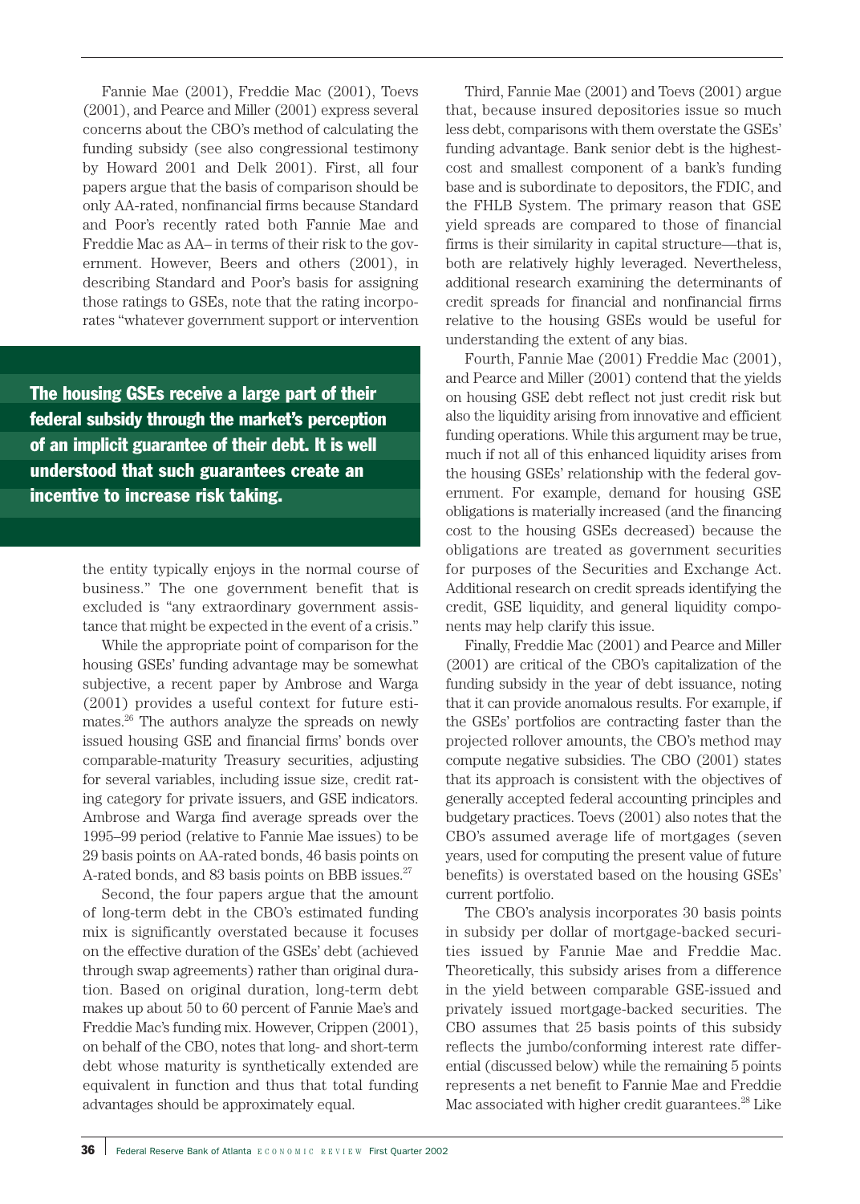Fannie Mae (2001), Freddie Mac (2001), Toevs (2001), and Pearce and Miller (2001) express several concerns about the CBO's method of calculating the funding subsidy (see also congressional testimony by Howard 2001 and Delk 2001). First, all four papers argue that the basis of comparison should be only AA-rated, nonfinancial firms because Standard and Poor's recently rated both Fannie Mae and Freddie Mac as AA– in terms of their risk to the government. However, Beers and others (2001), in describing Standard and Poor's basis for assigning those ratings to GSEs, note that the rating incorporates "whatever government support or intervention the entity typically enjoys in the normal course of business." The one government benefit that is excluded is "any extraordinary government assistance that might be expected in the event of a crisis."

**The housing GSEs receive a large part of their federal subsidy through the market's perception of an implicit guarantee of their debt. It is well understood that such guarantees create an incentive to increase risk taking.**

While the appropriate point of comparison for the housing GSEs' funding advantage may be somewhat subjective, a recent paper by Ambrose and Warga (2001) provides a useful context for future estimates.[26] The authors analyze the spreads on newly issued housing GSE and financial firms' bonds over comparable-maturity Treasury securities, adjusting for several variables, including issue size, credit rating category for private issuers, and GSE indicators. Ambrose and Warga find average spreads over the 1995–99 period (relative to Fannie Mae issues) to be 29 basis points on AA-rated bonds, 46 basis points on A-rated bonds, and 83 basis points on BBB issues.[27]

Second, the four papers argue that the amount of long-term debt in the CBO's estimated funding mix is significantly overstated because it focuses on the effective duration of the GSEs' debt (achieved through swap agreements) rather than original duration. Based on original duration, long-term debt makes up about 50 to 60 percent of Fannie Mae's and Freddie Mac's funding mix. However, Crippen (2001), on behalf of the CBO, notes that long- and short-term debt whose maturity is synthetically extended are equivalent in function and thus that total funding advantages should be approximately equal.

Third, Fannie Mae (2001) and Toevs (2001) argue that, because insured depositories issue so much less debt, comparisons with them overstate the GSEs' funding advantage. Bank senior debt is the highest-cost and smallest component of a bank's funding base and is subordinate to depositors, the FDIC, and the FHLB System. The primary reason that GSE yield spreads are compared to those of financial firms is their similarity in capital structure—that is, both are relatively highly leveraged. Nevertheless, additional research examining the determinants of credit spreads for financial and nonfinancial firms relative to the housing GSEs would be useful for understanding the extent of any bias.

Fourth, Fannie Mae (2001) Freddie Mac (2001), and Pearce and Miller (2001) contend that the yields on housing GSE debt reflect not just credit risk but also the liquidity arising from innovative and efficient funding operations. While this argument may be true, much if not all of this enhanced liquidity arises from the housing GSEs' relationship with the federal government. For example, demand for housing GSE obligations is materially increased (and the financing cost to the housing GSEs decreased) because the obligations are treated as government securities for purposes of the Securities and Exchange Act. Additional research on credit spreads identifying the credit, GSE liquidity, and general liquidity components may help clarify this issue.

Finally, Freddie Mac (2001) and Pearce and Miller (2001) are critical of the CBO's capitalization of the funding subsidy in the year of debt issuance, noting that it can provide anomalous results. For example, if the GSEs' portfolios are contracting faster than the projected rollover amounts, the CBO's method may compute negative subsidies. The CBO (2001) states that its approach is consistent with the objectives of generally accepted federal accounting principles and budgetary practices. Toevs (2001) also notes that the CBO's assumed average life of mortgages (seven years, used for computing the present value of future benefits) is overstated based on the housing GSEs' current portfolio.

The CBO's analysis incorporates 30 basis points in subsidy per dollar of mortgage-backed securities issued by Fannie Mae and Freddie Mac. Theoretically, this subsidy arises from a difference in the yield between comparable GSE-issued and privately issued mortgage-backed securities. The CBO assumes that 25 basis points of this subsidy reflects the jumbo/conforming interest rate differential (discussed below) while the remaining 5 points represents a net benefit to Fannie Mae and Freddie Mac associated with higher credit guarantees.[28] Like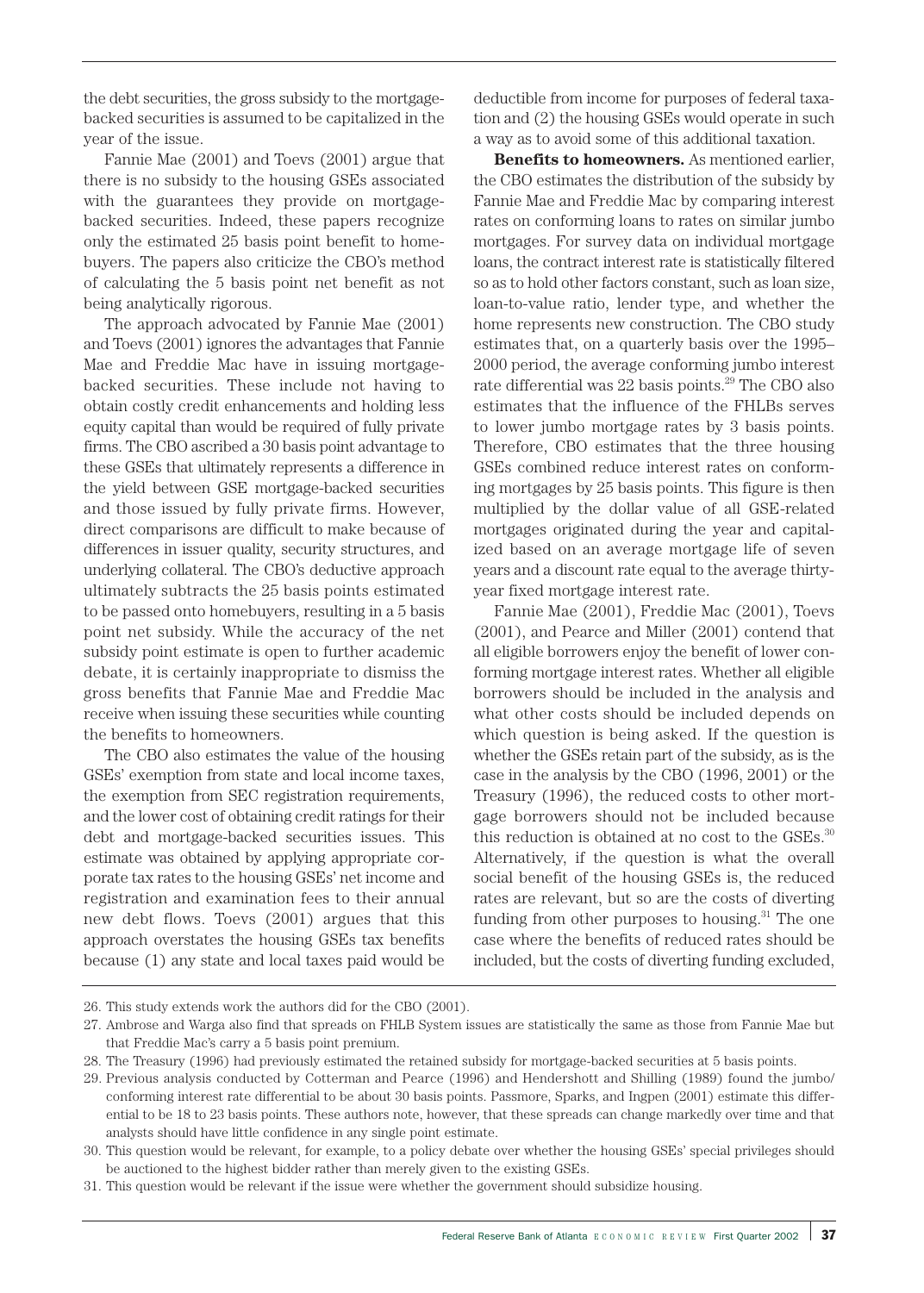the debt securities, the gross subsidy to the mortgage-backed securities is assumed to be capitalized in the year of the issue.

Fannie Mae (2001) and Toevs (2001) argue that there is no subsidy to the housing GSEs associated with the guarantees they provide on mortgage-backed securities. Indeed, these papers recognize only the estimated 25 basis point benefit to homebuyers. The papers also criticize the CBO's method of calculating the 5 basis point net benefit as not being analytically rigorous.

The approach advocated by Fannie Mae (2001) and Toevs (2001) ignores the advantages that Fannie Mae and Freddie Mac have in issuing mortgage-backed securities. These include not having to obtain costly credit enhancements and holding less equity capital than would be required of fully private firms. The CBO ascribed a 30 basis point advantage to these GSEs that ultimately represents a difference in the yield between GSE mortgage-backed securities and those issued by fully private firms. However, direct comparisons are difficult to make because of differences in issuer quality, security structures, and underlying collateral. The CBO's deductive approach ultimately subtracts the 25 basis points estimated to be passed onto homebuyers, resulting in a 5 basis point net subsidy. While the accuracy of the net subsidy point estimate is open to further academic debate, it is certainly inappropriate to dismiss the gross benefits that Fannie Mae and Freddie Mac receive when issuing these securities while counting the benefits to homeowners.

The CBO also estimates the value of the housing GSEs' exemption from state and local income taxes, the exemption from SEC registration requirements, and the lower cost of obtaining credit ratings for their debt and mortgage-backed securities issues. This estimate was obtained by applying appropriate corporate tax rates to the housing GSEs' net income and registration and examination fees to their annual new debt flows. Toevs (2001) argues that this approach overstates the housing GSEs tax benefits because (1) any state and local taxes paid would be deductible from income for purposes of federal taxation and (2) the housing GSEs would operate in such a way as to avoid some of this additional taxation.

**Benefits to homeowners.** As mentioned earlier, the CBO estimates the distribution of the subsidy by Fannie Mae and Freddie Mac by comparing interest rates on conforming loans to rates on similar jumbo mortgages. For survey data on individual mortgage loans, the contract interest rate is statistically filtered so as to hold other factors constant, such as loan size, loan-to-value ratio, lender type, and whether the home represents new construction. The CBO study estimates that, on a quarterly basis over the 1995–2000 period, the average conforming jumbo interest rate differential was 22 basis points.[29] The CBO also estimates that the influence of the FHLBs serves to lower jumbo mortgage rates by 3 basis points. Therefore, CBO estimates that the three housing GSEs combined reduce interest rates on conforming mortgages by 25 basis points. This figure is then multiplied by the dollar value of all GSE-related mortgages originated during the year and capitalized based on an average mortgage life of seven years and a discount rate equal to the average thirty-year fixed mortgage interest rate.

Fannie Mae (2001), Freddie Mac (2001), Toevs (2001), and Pearce and Miller (2001) contend that all eligible borrowers enjoy the benefit of lower conforming mortgage interest rates. Whether all eligible borrowers should be included in the analysis and what other costs should be included depends on which question is being asked. If the question is whether the GSEs retain part of the subsidy, as is the case in the analysis by the CBO (1996, 2001) or the Treasury (1996), the reduced costs to other mortgage borrowers should not be included because this reduction is obtained at no cost to the GSEs.[30] Alternatively, if the question is what the overall social benefit of the housing GSEs is, the reduced rates are relevant, but so are the costs of diverting funding from other purposes to housing.[31] The one case where the benefits of reduced rates should be included, but the costs of diverting funding excluded,

---

26. This study extends work the authors did for the CBO (2001).
27. Ambrose and Warga also find that spreads on FHLB System issues are statistically the same as those from Fannie Mae but that Freddie Mac's carry a 5 basis point premium.
28. The Treasury (1996) had previously estimated the retained subsidy for mortgage-backed securities at 5 basis points.
29. Previous analysis conducted by Cotterman and Pearce (1996) and Hendershott and Shilling (1989) found the jumbo/conforming interest rate differential to be about 30 basis points. Passmore, Sparks, and Ingpen (2001) estimate this differential to be 18 to 23 basis points. These authors note, however, that these spreads can change markedly over time and that analysts should have little confidence in any single point estimate.
30. This question would be relevant, for example, to a policy debate over whether the housing GSEs' special privileges should be auctioned to the highest bidder rather than merely given to the existing GSEs.
31. This question would be relevant if the issue were whether the government should subsidize housing.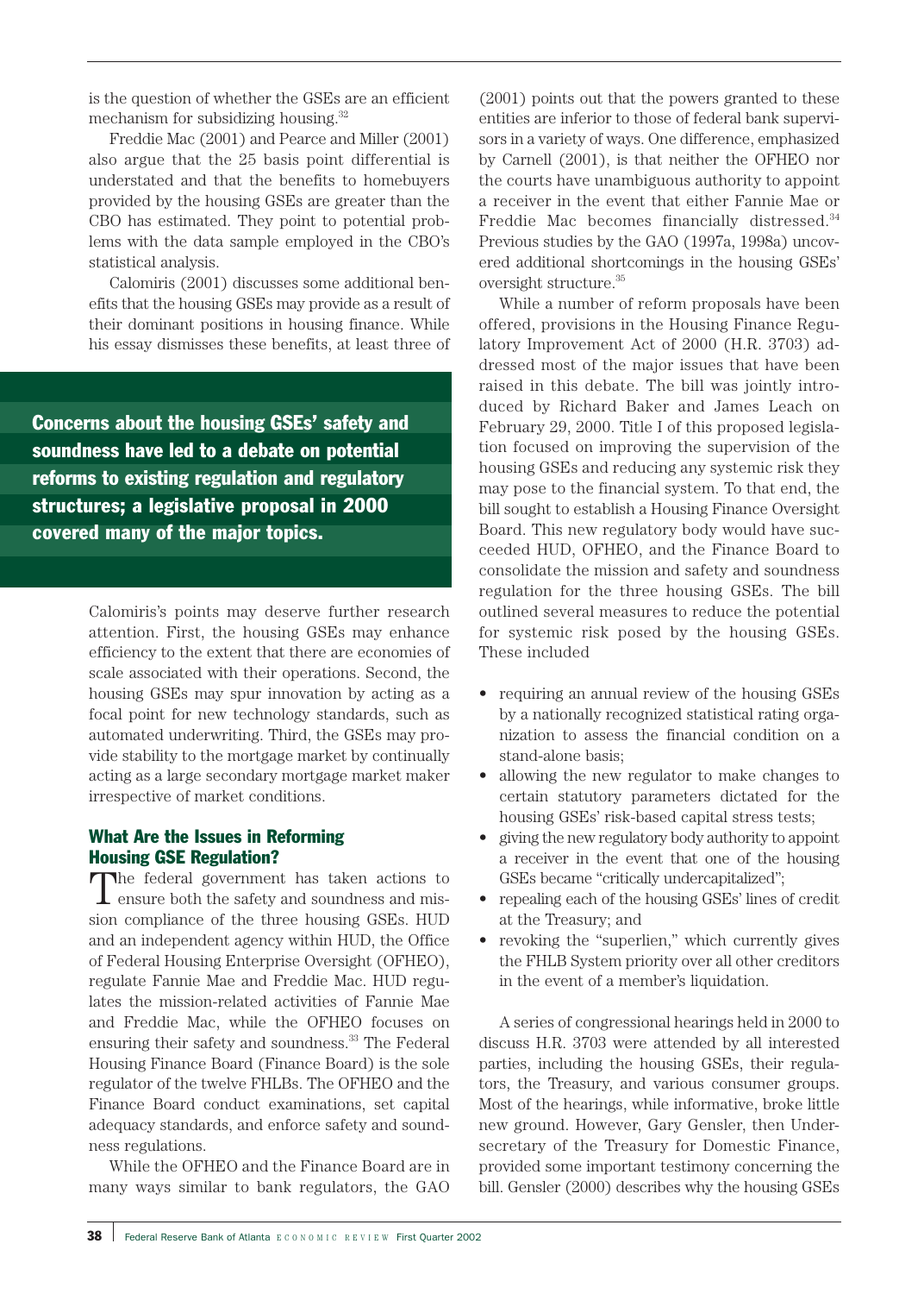is the question of whether the GSEs are an efficient mechanism for subsidizing housing.[32]

Freddie Mac (2001) and Pearce and Miller (2001) also argue that the 25 basis point differential is understated and that the benefits to homebuyers provided by the housing GSEs are greater than the CBO has estimated. They point to potential problems with the data sample employed in the CBO's statistical analysis.

Calomiris (2001) discusses some additional benefits that the housing GSEs may provide as a result of their dominant positions in housing finance. While his essay dismisses these benefits, at least three of Calomiris's points may deserve further research attention. First, the housing GSEs may enhance efficiency to the extent that there are economies of scale associated with their operations. Second, the housing GSEs may spur innovation by acting as a focal point for new technology standards, such as automated underwriting. Third, the GSEs may provide stability to the mortgage market by continually acting as a large secondary mortgage market maker irrespective of market conditions.

**Concerns about the housing GSEs' safety and soundness have led to a debate on potential reforms to existing regulation and regulatory structures; a legislative proposal in 2000 covered many of the major topics.**

## What Are the Issues in Reforming Housing GSE Regulation?

The federal government has taken actions to ensure both the safety and soundness and mission compliance of the three housing GSEs. HUD and an independent agency within HUD, the Office of Federal Housing Enterprise Oversight (OFHEO), regulate Fannie Mae and Freddie Mac. HUD regulates the mission-related activities of Fannie Mae and Freddie Mac, while the OFHEO focuses on ensuring their safety and soundness.[33] The Federal Housing Finance Board (Finance Board) is the sole regulator of the twelve FHLBs. The OFHEO and the Finance Board conduct examinations, set capital adequacy standards, and enforce safety and soundness regulations.

While the OFHEO and the Finance Board are in many ways similar to bank regulators, the GAO (2001) points out that the powers granted to these entities are inferior to those of federal bank supervisors in a variety of ways. One difference, emphasized by Carnell (2001), is that neither the OFHEO nor the courts have unambiguous authority to appoint a receiver in the event that either Fannie Mae or Freddie Mac becomes financially distressed.[34] Previous studies by the GAO (1997a, 1998a) uncovered additional shortcomings in the housing GSEs' oversight structure.[35]

While a number of reform proposals have been offered, provisions in the Housing Finance Regulatory Improvement Act of 2000 (H.R. 3703) addressed most of the major issues that have been raised in this debate. The bill was jointly introduced by Richard Baker and James Leach on February 29, 2000. Title I of this proposed legislation focused on improving the supervision of the housing GSEs and reducing any systemic risk they may pose to the financial system. To that end, the bill sought to establish a Housing Finance Oversight Board. This new regulatory body would have succeeded HUD, OFHEO, and the Finance Board to consolidate the mission and safety and soundness regulation for the three housing GSEs. The bill outlined several measures to reduce the potential for systemic risk posed by the housing GSEs. These included

- requiring an annual review of the housing GSEs by a nationally recognized statistical rating organization to assess the financial condition on a stand-alone basis;
- allowing the new regulator to make changes to certain statutory parameters dictated for the housing GSEs' risk-based capital stress tests;
- giving the new regulatory body authority to appoint a receiver in the event that one of the housing GSEs became "critically undercapitalized";
- repealing each of the housing GSEs' lines of credit at the Treasury; and
- revoking the "superlien," which currently gives the FHLB System priority over all other creditors in the event of a member's liquidation.

A series of congressional hearings held in 2000 to discuss H.R. 3703 were attended by all interested parties, including the housing GSEs, their regulators, the Treasury, and various consumer groups. Most of the hearings, while informative, broke little new ground. However, Gary Gensler, then Undersecretary of the Treasury for Domestic Finance, provided some important testimony concerning the bill. Gensler (2000) describes why the housing GSEs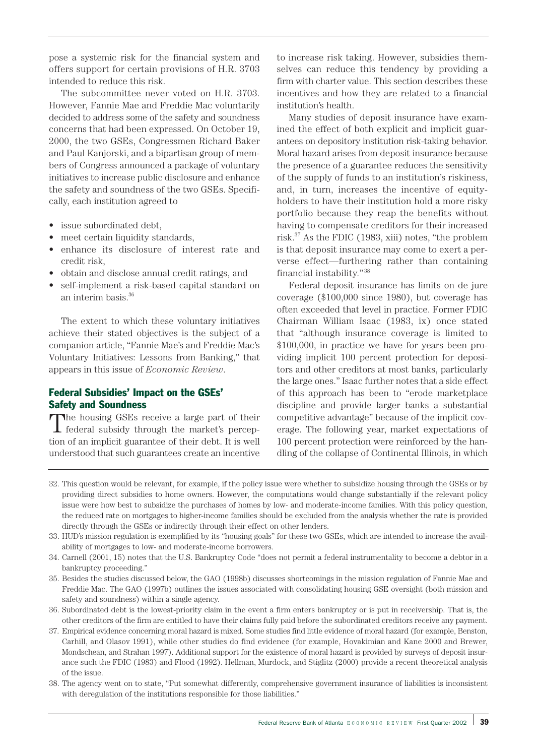pose a systemic risk for the financial system and offers support for certain provisions of H.R. 3703 intended to reduce this risk.

The subcommittee never voted on H.R. 3703. However, Fannie Mae and Freddie Mac voluntarily decided to address some of the safety and soundness concerns that had been expressed. On October 19, 2000, the two GSEs, Congressmen Richard Baker and Paul Kanjorski, and a bipartisan group of members of Congress announced a package of voluntary initiatives to increase public disclosure and enhance the safety and soundness of the two GSEs. Specifically, each institution agreed to

- issue subordinated debt,
- meet certain liquidity standards,
- enhance its disclosure of interest rate and credit risk,
- obtain and disclose annual credit ratings, and
- self-implement a risk-based capital standard on an interim basis.[36]

The extent to which these voluntary initiatives achieve their stated objectives is the subject of a companion article, "Fannie Mae's and Freddie Mac's Voluntary Initiatives: Lessons from Banking," that appears in this issue of *Economic Review*.

## Federal Subsidies' Impact on the GSEs' Safety and Soundness

The housing GSEs receive a large part of their federal subsidy through the market's perception of an implicit guarantee of their debt. It is well understood that such guarantees create an incentive to increase risk taking. However, subsidies themselves can reduce this tendency by providing a firm with charter value. This section describes these incentives and how they are related to a financial institution's health.

Many studies of deposit insurance have examined the effect of both explicit and implicit guarantees on depository institution risk-taking behavior. Moral hazard arises from deposit insurance because the presence of a guarantee reduces the sensitivity of the supply of funds to an institution's riskiness, and, in turn, increases the incentive of equity-holders to have their institution hold a more risky portfolio because they reap the benefits without having to compensate creditors for their increased risk.[37] As the FDIC (1983, xiii) notes, "the problem is that deposit insurance may come to exert a perverse effect—furthering rather than containing financial instability."[38]

Federal deposit insurance has limits on de jure coverage ($100,000 since 1980), but coverage has often exceeded that level in practice. Former FDIC Chairman William Isaac (1983, ix) once stated that "although insurance coverage is limited to $100,000, in practice we have for years been providing implicit 100 percent protection for depositors and other creditors at most banks, particularly the large ones." Isaac further notes that a side effect of this approach has been to "erode marketplace discipline and provide larger banks a substantial competitive advantage" because of the implicit coverage. The following year, market expectations of 100 percent protection were reinforced by the handling of the collapse of Continental Illinois, in which

---

32. This question would be relevant, for example, if the policy issue were whether to subsidize housing through the GSEs or by providing direct subsidies to home owners. However, the computations would change substantially if the relevant policy issue were how best to subsidize the purchases of homes by low- and moderate-income families. With this policy question, the reduced rate on mortgages to higher-income families should be excluded from the analysis whether the rate is provided directly through the GSEs or indirectly through their effect on other lenders.

33. HUD's mission regulation is exemplified by its "housing goals" for these two GSEs, which are intended to increase the availability of mortgages to low- and moderate-income borrowers.

34. Carnell (2001, 15) notes that the U.S. Bankruptcy Code "does not permit a federal instrumentality to become a debtor in a bankruptcy proceeding."

35. Besides the studies discussed below, the GAO (1998b) discusses shortcomings in the mission regulation of Fannie Mae and Freddie Mac. The GAO (1997b) outlines the issues associated with consolidating housing GSE oversight (both mission and safety and soundness) within a single agency.

36. Subordinated debt is the lowest-priority claim in the event a firm enters bankruptcy or is put in receivership. That is, the other creditors of the firm are entitled to have their claims fully paid before the subordinated creditors receive any payment.

37. Empirical evidence concerning moral hazard is mixed. Some studies find little evidence of moral hazard (for example, Benston, Carhill, and Olasov 1991), while other studies do find evidence (for example, Hovakimian and Kane 2000 and Brewer, Mondschean, and Strahan 1997). Additional support for the existence of moral hazard is provided by surveys of deposit insurance such the FDIC (1983) and Flood (1992). Hellman, Murdock, and Stiglitz (2000) provide a recent theoretical analysis of the issue.

38. The agency went on to state, "Put somewhat differently, comprehensive government insurance of liabilities is inconsistent with deregulation of the institutions responsible for those liabilities."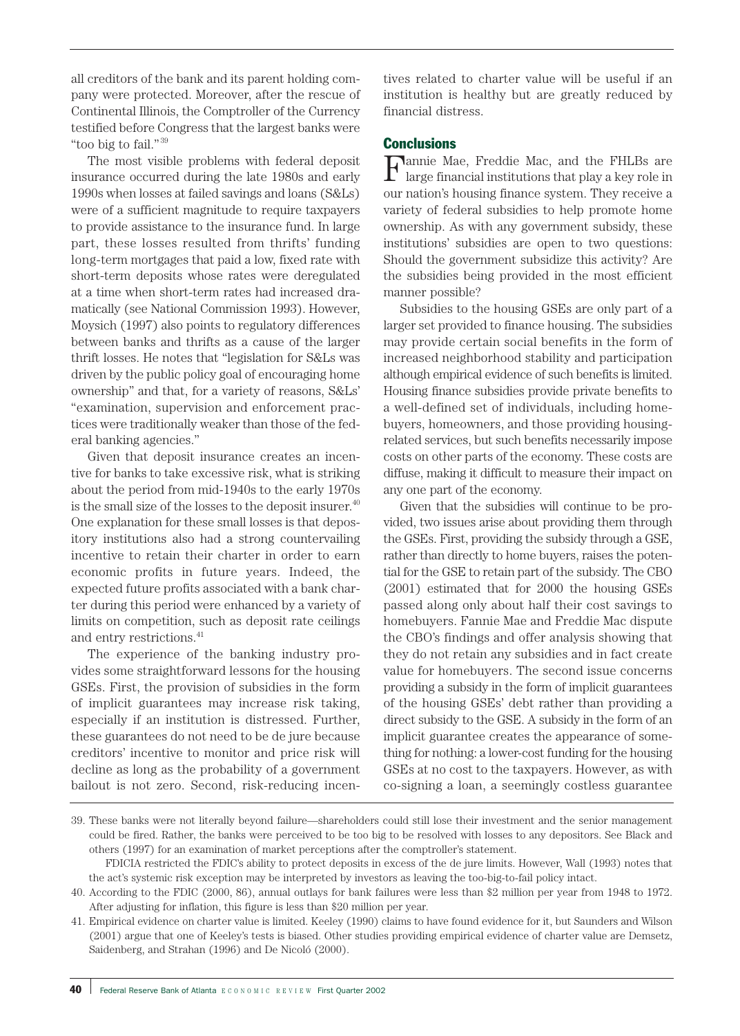all creditors of the bank and its parent holding company were protected. Moreover, after the rescue of Continental Illinois, the Comptroller of the Currency testified before Congress that the largest banks were "too big to fail."[39]

The most visible problems with federal deposit insurance occurred during the late 1980s and early 1990s when losses at failed savings and loans (S&Ls) were of a sufficient magnitude to require taxpayers to provide assistance to the insurance fund. In large part, these losses resulted from thrifts' funding long-term mortgages that paid a low, fixed rate with short-term deposits whose rates were deregulated at a time when short-term rates had increased dramatically (see National Commission 1993). However, Moysich (1997) also points to regulatory differences between banks and thrifts as a cause of the larger thrift losses. He notes that "legislation for S&Ls was driven by the public policy goal of encouraging home ownership" and that, for a variety of reasons, S&Ls' "examination, supervision and enforcement practices were traditionally weaker than those of the federal banking agencies."

Given that deposit insurance creates an incentive for banks to take excessive risk, what is striking about the period from mid-1940s to the early 1970s is the small size of the losses to the deposit insurer.[40] One explanation for these small losses is that depository institutions also had a strong countervailing incentive to retain their charter in order to earn economic profits in future years. Indeed, the expected future profits associated with a bank charter during this period were enhanced by a variety of limits on competition, such as deposit rate ceilings and entry restrictions.[41]

The experience of the banking industry provides some straightforward lessons for the housing GSEs. First, the provision of subsidies in the form of implicit guarantees may increase risk taking, especially if an institution is distressed. Further, these guarantees do not need to be de jure because creditors' incentive to monitor and price risk will decline as long as the probability of a government bailout is not zero. Second, risk-reducing incentives related to charter value will be useful if an institution is healthy but are greatly reduced by financial distress.

## Conclusions

Fannie Mae, Freddie Mac, and the FHLBs are large financial institutions that play a key role in our nation's housing finance system. They receive a variety of federal subsidies to help promote home ownership. As with any government subsidy, these institutions' subsidies are open to two questions: Should the government subsidize this activity? Are the subsidies being provided in the most efficient manner possible?

Subsidies to the housing GSEs are only part of a larger set provided to finance housing. The subsidies may provide certain social benefits in the form of increased neighborhood stability and participation although empirical evidence of such benefits is limited. Housing finance subsidies provide private benefits to a well-defined set of individuals, including homebuyers, homeowners, and those providing housing-related services, but such benefits necessarily impose costs on other parts of the economy. These costs are diffuse, making it difficult to measure their impact on any one part of the economy.

Given that the subsidies will continue to be provided, two issues arise about providing them through the GSEs. First, providing the subsidy through a GSE, rather than directly to home buyers, raises the potential for the GSE to retain part of the subsidy. The CBO (2001) estimated that for 2000 the housing GSEs passed along only about half their cost savings to homebuyers. Fannie Mae and Freddie Mac dispute the CBO's findings and offer analysis showing that they do not retain any subsidies and in fact create value for homebuyers. The second issue concerns providing a subsidy in the form of implicit guarantees of the housing GSEs' debt rather than providing a direct subsidy to the GSE. A subsidy in the form of an implicit guarantee creates the appearance of something for nothing: a lower-cost funding for the housing GSEs at no cost to the taxpayers. However, as with co-signing a loan, a seemingly costless guarantee

---

39. These banks were not literally beyond failure—shareholders could still lose their investment and the senior management could be fired. Rather, the banks were perceived to be too big to be resolved with losses to any depositors. See Black and others (1997) for an examination of market perceptions after the comptroller's statement.

    FDICIA restricted the FDIC's ability to protect deposits in excess of the de jure limits. However, Wall (1993) notes that the act's systemic risk exception may be interpreted by investors as leaving the too-big-to-fail policy intact.

40. According to the FDIC (2000, 86), annual outlays for bank failures were less than $2 million per year from 1948 to 1972. After adjusting for inflation, this figure is less than $20 million per year.

41. Empirical evidence on charter value is limited. Keeley (1990) claims to have found evidence for it, but Saunders and Wilson (2001) argue that one of Keeley's tests is biased. Other studies providing empirical evidence of charter value are Demsetz, Saidenberg, and Strahan (1996) and De Nicoló (2000).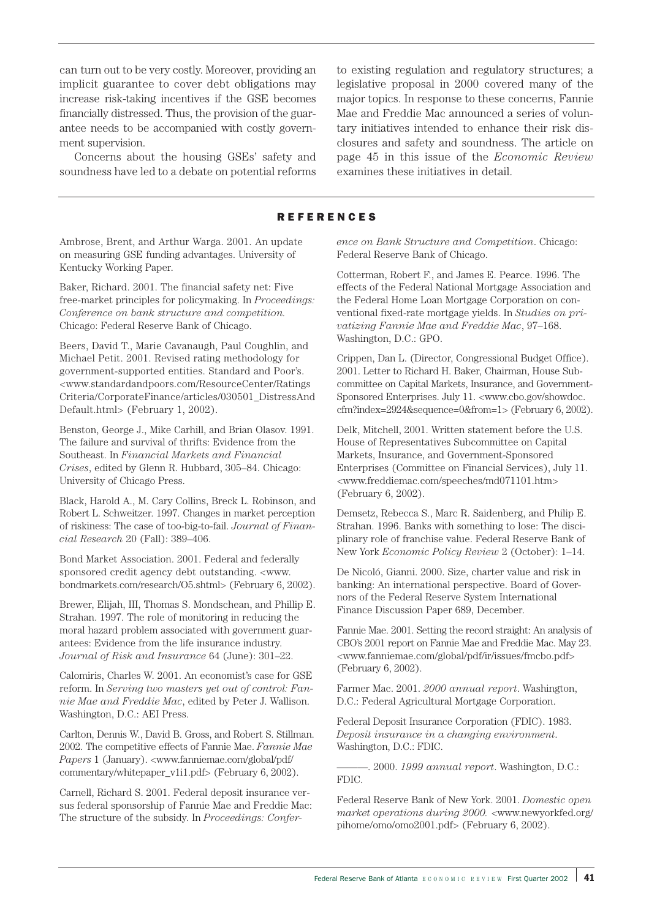can turn out to be very costly. Moreover, providing an implicit guarantee to cover debt obligations may increase risk-taking incentives if the GSE becomes financially distressed. Thus, the provision of the guarantee needs to be accompanied with costly government supervision.

Concerns about the housing GSEs' safety and soundness have led to a debate on potential reforms to existing regulation and regulatory structures; a legislative proposal in 2000 covered many of the major topics. In response to these concerns, Fannie Mae and Freddie Mac announced a series of voluntary initiatives intended to enhance their risk disclosures and safety and soundness. The article on page 45 in this issue of the *Economic Review* examines these initiatives in detail.

## REFERENCES

Ambrose, Brent, and Arthur Warga. 2001. An update on measuring GSE funding advantages. University of Kentucky Working Paper.

Baker, Richard. 2001. The financial safety net: Five free-market principles for policymaking. In *Proceedings: Conference on bank structure and competition.* Chicago: Federal Reserve Bank of Chicago.

Beers, David T., Marie Cavanaugh, Paul Coughlin, and Michael Petit. 2001. Revised rating methodology for government-supported entities. Standard and Poor's. <www.standardandpoors.com/ResourceCenter/RatingsCriteria/CorporateFinance/articles/030501_DistressAndDefault.html> (February 1, 2002).

Benston, George J., Mike Carhill, and Brian Olasov. 1991. The failure and survival of thrifts: Evidence from the Southeast. In *Financial Markets and Financial Crises*, edited by Glenn R. Hubbard, 305–84. Chicago: University of Chicago Press.

Black, Harold A., M. Cary Collins, Breck L. Robinson, and Robert L. Schweitzer. 1997. Changes in market perception of riskiness: The case of too-big-to-fail. *Journal of Financial Research* 20 (Fall): 389–406.

Bond Market Association. 2001. Federal and federally sponsored credit agency debt outstanding. <www.bondmarkets.com/research/O5.shtml> (February 6, 2002).

Brewer, Elijah, III, Thomas S. Mondschean, and Phillip E. Strahan. 1997. The role of monitoring in reducing the moral hazard problem associated with government guarantees: Evidence from the life insurance industry. *Journal of Risk and Insurance* 64 (June): 301–22.

Calomiris, Charles W. 2001. An economist's case for GSE reform. In *Serving two masters yet out of control: Fannie Mae and Freddie Mac*, edited by Peter J. Wallison. Washington, D.C.: AEI Press.

Carlton, Dennis W., David B. Gross, and Robert S. Stillman. 2002. The competitive effects of Fannie Mae. *Fannie Mae Papers* 1 (January). <www.fanniemae.com/global/pdf/commentary/whitepaper_v1i1.pdf> (February 6, 2002).

Carnell, Richard S. 2001. Federal deposit insurance versus federal sponsorship of Fannie Mae and Freddie Mac: The structure of the subsidy. In *Proceedings: Conference on Bank Structure and Competition*. Chicago: Federal Reserve Bank of Chicago.

Cotterman, Robert F., and James E. Pearce. 1996. The effects of the Federal National Mortgage Association and the Federal Home Loan Mortgage Corporation on conventional fixed-rate mortgage yields. In *Studies on privatizing Fannie Mae and Freddie Mac*, 97–168. Washington, D.C.: GPO.

Crippen, Dan L. (Director, Congressional Budget Office). 2001. Letter to Richard H. Baker, Chairman, House Subcommittee on Capital Markets, Insurance, and Government-Sponsored Enterprises. July 11. <www.cbo.gov/showdoc.cfm?index=2924&sequence=0&from=1> (February 6, 2002).

Delk, Mitchell, 2001. Written statement before the U.S. House of Representatives Subcommittee on Capital Markets, Insurance, and Government-Sponsored Enterprises (Committee on Financial Services), July 11. <www.freddiemac.com/speeches/md071101.htm> (February 6, 2002).

Demsetz, Rebecca S., Marc R. Saidenberg, and Philip E. Strahan. 1996. Banks with something to lose: The disciplinary role of franchise value. Federal Reserve Bank of New York *Economic Policy Review* 2 (October): 1–14.

De Nicoló, Gianni. 2000. Size, charter value and risk in banking: An international perspective. Board of Governors of the Federal Reserve System International Finance Discussion Paper 689, December.

Fannie Mae. 2001. Setting the record straight: An analysis of CBO's 2001 report on Fannie Mae and Freddie Mac. May 23. <www.fanniemae.com/global/pdf/ir/issues/fmcbo.pdf> (February 6, 2002).

Farmer Mac. 2001. *2000 annual report*. Washington, D.C.: Federal Agricultural Mortgage Corporation.

Federal Deposit Insurance Corporation (FDIC). 1983. *Deposit insurance in a changing environment.* Washington, D.C.: FDIC.

———. 2000. *1999 annual report*. Washington, D.C.: FDIC.

Federal Reserve Bank of New York. 2001. *Domestic open market operations during 2000.* <www.newyorkfed.org/pihome/omo/omo2001.pdf> (February 6, 2002).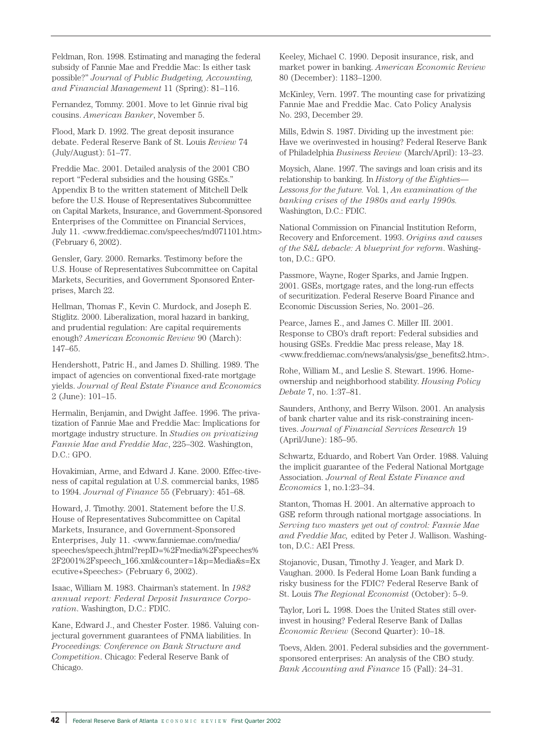Feldman, Ron. 1998. Estimating and managing the federal subsidy of Fannie Mae and Freddie Mac: Is either task possible?" *Journal of Public Budgeting, Accounting, and Financial Management* 11 (Spring): 81–116.

Fernandez, Tommy. 2001. Move to let Ginnie rival big cousins. *American Banker*, November 5.

Flood, Mark D. 1992. The great deposit insurance debate. Federal Reserve Bank of St. Louis *Review* 74 (July/August): 51–77.

Freddie Mac. 2001. Detailed analysis of the 2001 CBO report "Federal subsidies and the housing GSEs." Appendix B to the written statement of Mitchell Delk before the U.S. House of Representatives Subcommittee on Capital Markets, Insurance, and Government-Sponsored Enterprises of the Committee on Financial Services, July 11. <www.freddiemac.com/speeches/md071101.htm> (February 6, 2002).

Gensler, Gary. 2000. Remarks. Testimony before the U.S. House of Representatives Subcommittee on Capital Markets, Securities, and Government Sponsored Enterprises, March 22.

Hellman, Thomas F., Kevin C. Murdock, and Joseph E. Stiglitz. 2000. Liberalization, moral hazard in banking, and prudential regulation: Are capital requirements enough? *American Economic Review* 90 (March): 147–65.

Hendershott, Patric H., and James D. Shilling. 1989. The impact of agencies on conventional fixed-rate mortgage yields. *Journal of Real Estate Finance and Economics* 2 (June): 101–15.

Hermalin, Benjamin, and Dwight Jaffee. 1996. The privatization of Fannie Mae and Freddie Mac: Implications for mortgage industry structure. In *Studies on privatizing Fannie Mae and Freddie Mac*, 225–302. Washington, D.C.: GPO.

Hovakimian, Arme, and Edward J. Kane. 2000. Effectiveness of capital regulation at U.S. commercial banks, 1985 to 1994. *Journal of Finance* 55 (February): 451–68.

Howard, J. Timothy. 2001. Statement before the U.S. House of Representatives Subcommittee on Capital Markets, Insurance, and Government-Sponsored Enterprises, July 11. <www.fanniemae.com/media/speeches/speech.jhtml?repID=%2Fmedia%2Fspeeches%2F2001%2Fspeech_166.xml&counter=1&p=Media&s=Executive+Speeches> (February 6, 2002).

Isaac, William M. 1983. Chairman's statement. In *1982 annual report: Federal Deposit Insurance Corporation*. Washington, D.C.: FDIC.

Kane, Edward J., and Chester Foster. 1986. Valuing conjectural government guarantees of FNMA liabilities. In *Proceedings: Conference on Bank Structure and Competition*. Chicago: Federal Reserve Bank of Chicago.

Keeley, Michael C. 1990. Deposit insurance, risk, and market power in banking. *American Economic Review* 80 (December): 1183–1200.

McKinley, Vern. 1997. The mounting case for privatizing Fannie Mae and Freddie Mac. Cato Policy Analysis No. 293, December 29.

Mills, Edwin S. 1987. Dividing up the investment pie: Have we overinvested in housing? Federal Reserve Bank of Philadelphia *Business Review* (March/April): 13–23.

Moysich, Alane. 1997. The savings and loan crisis and its relationship to banking. In *History of the Eighties—Lessons for the future.* Vol. 1, *An examination of the banking crises of the 1980s and early 1990s.* Washington, D.C.: FDIC.

National Commission on Financial Institution Reform, Recovery and Enforcement. 1993. *Origins and causes of the S&L debacle: A blueprint for reform.* Washington, D.C.: GPO.

Passmore, Wayne, Roger Sparks, and Jamie Ingpen. 2001. GSEs, mortgage rates, and the long-run effects of securitization. Federal Reserve Board Finance and Economic Discussion Series, No. 2001–26.

Pearce, James E., and James C. Miller III. 2001. Response to CBO's draft report: Federal subsidies and housing GSEs. Freddie Mac press release, May 18. <www.freddiemac.com/news/analysis/gse_benefits2.htm>.

Rohe, William M., and Leslie S. Stewart. 1996. Homeownership and neighborhood stability. *Housing Policy Debate* 7, no. 1:37–81.

Saunders, Anthony, and Berry Wilson. 2001. An analysis of bank charter value and its risk-constraining incentives. *Journal of Financial Services Research* 19 (April/June): 185–95.

Schwartz, Eduardo, and Robert Van Order. 1988. Valuing the implicit guarantee of the Federal National Mortgage Association. *Journal of Real Estate Finance and Economics* 1, no.1:23–34.

Stanton, Thomas H. 2001. An alternative approach to GSE reform through national mortgage associations. In *Serving two masters yet out of control: Fannie Mae and Freddie Mac,* edited by Peter J. Wallison. Washington, D.C.: AEI Press.

Stojanovic, Dusan, Timothy J. Yeager, and Mark D. Vaughan. 2000. Is Federal Home Loan Bank funding a risky business for the FDIC? Federal Reserve Bank of St. Louis *The Regional Economist* (October): 5–9.

Taylor, Lori L. 1998. Does the United States still overinvest in housing? Federal Reserve Bank of Dallas *Economic Review* (Second Quarter): 10–18.

Toevs, Alden. 2001. Federal subsidies and the government-sponsored enterprises: An analysis of the CBO study. *Bank Accounting and Finance* 15 (Fall): 24–31.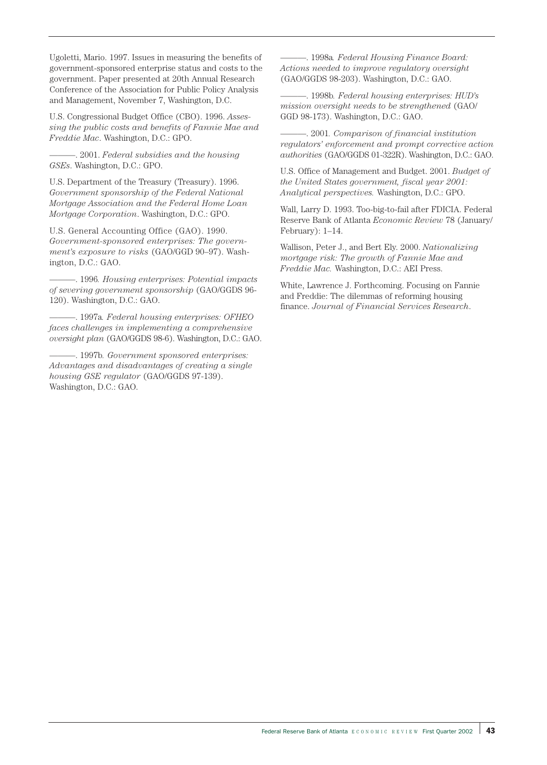Ugoletti, Mario. 1997. Issues in measuring the benefits of government-sponsored enterprise status and costs to the government. Paper presented at 20th Annual Research Conference of the Association for Public Policy Analysis and Management, November 7, Washington, D.C.

U.S. Congressional Budget Office (CBO). 1996. *Assessing the public costs and benefits of Fannie Mae and Freddie Mac*. Washington, D.C.: GPO.

———. 2001. *Federal subsidies and the housing GSEs*. Washington, D.C.: GPO.

U.S. Department of the Treasury (Treasury). 1996. *Government sponsorship of the Federal National Mortgage Association and the Federal Home Loan Mortgage Corporation*. Washington, D.C.: GPO.

U.S. General Accounting Office (GAO). 1990. *Government-sponsored enterprises: The government's exposure to risks* (GAO/GGD 90–97). Washington, D.C.: GAO.

———. 1996. *Housing enterprises: Potential impacts of severing government sponsorship* (GAO/GGDS 96-120). Washington, D.C.: GAO.

———. 1997a. *Federal housing enterprises: OFHEO faces challenges in implementing a comprehensive oversight plan* (GAO/GGDS 98-6). Washington, D.C.: GAO.

———. 1997b. *Government sponsored enterprises: Advantages and disadvantages of creating a single housing GSE regulator* (GAO/GGDS 97-139). Washington, D.C.: GAO.

———. 1998a. *Federal Housing Finance Board: Actions needed to improve regulatory oversight* (GAO/GGDS 98-203). Washington, D.C.: GAO.

———. 1998b. *Federal housing enterprises: HUD's mission oversight needs to be strengthened* (GAO/GGD 98-173). Washington, D.C.: GAO.

———. 2001. *Comparison of financial institution regulators' enforcement and prompt corrective action authorities* (GAO/GGDS 01-322R). Washington, D.C.: GAO.

U.S. Office of Management and Budget. 2001. *Budget of the United States government, fiscal year 2001: Analytical perspectives.* Washington, D.C.: GPO.

Wall, Larry D. 1993. Too-big-to-fail after FDICIA. Federal Reserve Bank of Atlanta *Economic Review* 78 (January/February): 1–14.

Wallison, Peter J., and Bert Ely. 2000. *Nationalizing mortgage risk: The growth of Fannie Mae and Freddie Mac.* Washington, D.C.: AEI Press.

White, Lawrence J. Forthcoming. Focusing on Fannie and Freddie: The dilemmas of reforming housing finance. *Journal of Financial Services Research*.